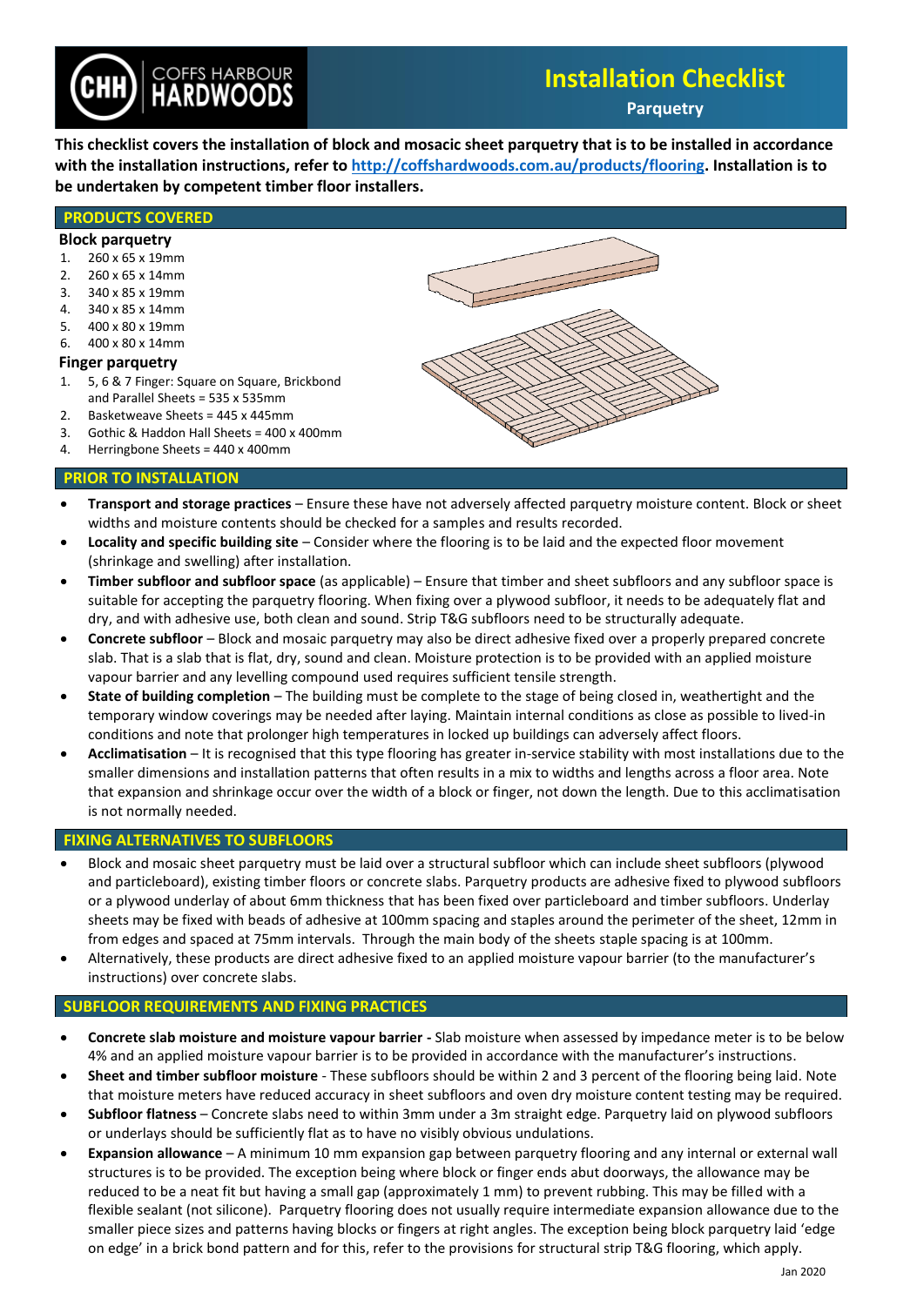# Installation Checklist

## Parquetry

**This checklist covers the installation of block and mosacic sheet parquetry that is to be installed in accordance with the installation instructions, refer to [http://coffshardwoods.com.au/products/flooring](http://coffshardwoods.com.au/products/flooring). Installation is to be undertaken by competent timber floor installers.**

## PRODUCTS COVERED

### Block parquetry

1. 260 x 65 x 19mm
2. 260 x 65 x 14mm
3. 340 x 85 x 19mm
4. 340 x 85 x 14mm
5. 400 x 80 x 19mm
6. 400 x 80 x 14mm

### Finger parquetry

1. 5, 6 & 7 Finger: Square on Square, Brickbond and Parallel Sheets = 535 x 535mm
2. Basketweave Sheets = 445 x 445mm
3. Gothic & Haddon Hall Sheets = 400 x 400mm
4. Herringbone Sheets = 440 x 400mm

## PRIOR TO INSTALLATION

- **Transport and storage practices** – Ensure these have not adversely affected parquetry moisture content. Block or sheet widths and moisture contents should be checked for a samples and results recorded.
- **Locality and specific building site** – Consider where the flooring is to be laid and the expected floor movement (shrinkage and swelling) after installation.
- **Timber subfloor and subfloor space** (as applicable) – Ensure that timber and sheet subfloors and any subfloor space is suitable for accepting the parquetry flooring. When fixing over a plywood subfloor, it needs to be adequately flat and dry, and with adhesive use, both clean and sound. Strip T&G subfloors need to be structurally adequate.
- **Concrete subfloor** – Block and mosaic parquetry may also be direct adhesive fixed over a properly prepared concrete slab. That is a slab that is flat, dry, sound and clean. Moisture protection is to be provided with an applied moisture vapour barrier and any levelling compound used requires sufficient tensile strength.
- **State of building completion** – The building must be complete to the stage of being closed in, weathertight and the temporary window coverings may be needed after laying. Maintain internal conditions as close as possible to lived-in conditions and note that prolonger high temperatures in locked up buildings can adversely affect floors.
- **Acclimatisation** – It is recognised that this type flooring has greater in-service stability with most installations due to the smaller dimensions and installation patterns that often results in a mix to widths and lengths across a floor area. Note that expansion and shrinkage occur over the width of a block or finger, not down the length. Due to this acclimatisation is not normally needed.

## FIXING ALTERNATIVES TO SUBFLOORS

- Block and mosaic sheet parquetry must be laid over a structural subfloor which can include sheet subfloors (plywood and particleboard), existing timber floors or concrete slabs. Parquetry products are adhesive fixed to plywood subfloors or a plywood underlay of about 6mm thickness that has been fixed over particleboard and timber subfloors. Underlay sheets may be fixed with beads of adhesive at 100mm spacing and staples around the perimeter of the sheet, 12mm in from edges and spaced at 75mm intervals. Through the main body of the sheets staple spacing is at 100mm.
- Alternatively, these products are direct adhesive fixed to an applied moisture vapour barrier (to the manufacturer's instructions) over concrete slabs.

## SUBFLOOR REQUIREMENTS AND FIXING PRACTICES

- **Concrete slab moisture and moisture vapour barrier -** Slab moisture when assessed by impedance meter is to be below 4% and an applied moisture vapour barrier is to be provided in accordance with the manufacturer's instructions.
- **Sheet and timber subfloor moisture** - These subfloors should be within 2 and 3 percent of the flooring being laid. Note that moisture meters have reduced accuracy in sheet subfloors and oven dry moisture content testing may be required.
- **Subfloor flatness** – Concrete slabs need to within 3mm under a 3m straight edge. Parquetry laid on plywood subfloors or underlays should be sufficiently flat as to have no visibly obvious undulations.
- **Expansion allowance** – A minimum 10 mm expansion gap between parquetry flooring and any internal or external wall structures is to be provided. The exception being where block or finger ends abut doorways, the allowance may be reduced to be a neat fit but having a small gap (approximately 1 mm) to prevent rubbing. This may be filled with a flexible sealant (not silicone). Parquetry flooring does not usually require intermediate expansion allowance due to the smaller piece sizes and patterns having blocks or fingers at right angles. The exception being block parquetry laid 'edge on edge' in a brick bond pattern and for this, refer to the provisions for structural strip T&G flooring, which apply.

Jan 2020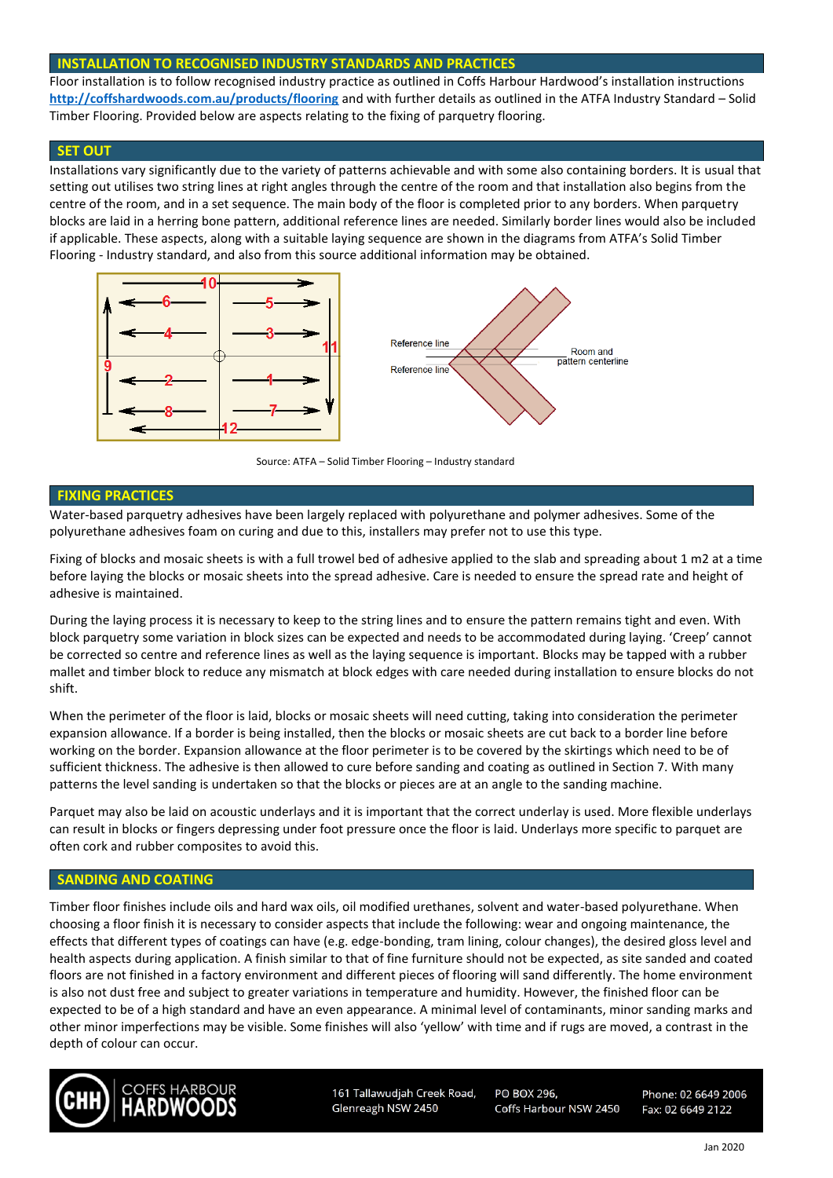## INSTALLATION TO RECOGNISED INDUSTRY STANDARDS AND PRACTICES

Floor installation is to follow recognised industry practice as outlined in Coffs Harbour Hardwood's installation instructions [http://coffshardwoods.com.au/products/flooring](http://coffshardwoods.com.au/products/flooring) and with further details as outlined in the ATFA Industry Standard – Solid Timber Flooring. Provided below are aspects relating to the fixing of parquetry flooring.

## SET OUT

Installations vary significantly due to the variety of patterns achievable and with some also containing borders. It is usual that setting out utilises two string lines at right angles through the centre of the room and that installation also begins from the centre of the room, and in a set sequence. The main body of the floor is completed prior to any borders. When parquetry blocks are laid in a herring bone pattern, additional reference lines are needed. Similarly border lines would also be included if applicable. These aspects, along with a suitable laying sequence are shown in the diagrams from ATFA's Solid Timber Flooring - Industry standard, and also from this source additional information may be obtained.

10
6
5
4
3
11
9
2
1
8
7
12

Reference line
Reference line
Room and pattern centerline

Source: ATFA – Solid Timber Flooring – Industry standard

## FIXING PRACTICES

Water-based parquetry adhesives have been largely replaced with polyurethane and polymer adhesives. Some of the polyurethane adhesives foam on curing and due to this, installers may prefer not to use this type.

Fixing of blocks and mosaic sheets is with a full trowel bed of adhesive applied to the slab and spreading about 1 m2 at a time before laying the blocks or mosaic sheets into the spread adhesive. Care is needed to ensure the spread rate and height of adhesive is maintained.

During the laying process it is necessary to keep to the string lines and to ensure the pattern remains tight and even. With block parquetry some variation in block sizes can be expected and needs to be accommodated during laying. 'Creep' cannot be corrected so centre and reference lines as well as the laying sequence is important. Blocks may be tapped with a rubber mallet and timber block to reduce any mismatch at block edges with care needed during installation to ensure blocks do not shift.

When the perimeter of the floor is laid, blocks or mosaic sheets will need cutting, taking into consideration the perimeter expansion allowance. If a border is being installed, then the blocks or mosaic sheets are cut back to a border line before working on the border. Expansion allowance at the floor perimeter is to be covered by the skirtings which need to be of sufficient thickness. The adhesive is then allowed to cure before sanding and coating as outlined in Section 7. With many patterns the level sanding is undertaken so that the blocks or pieces are at an angle to the sanding machine.

Parquet may also be laid on acoustic underlays and it is important that the correct underlay is used. More flexible underlays can result in blocks or fingers depressing under foot pressure once the floor is laid. Underlays more specific to parquet are often cork and rubber composites to avoid this.

## SANDING AND COATING

Timber floor finishes include oils and hard wax oils, oil modified urethanes, solvent and water-based polyurethane. When choosing a floor finish it is necessary to consider aspects that include the following: wear and ongoing maintenance, the effects that different types of coatings can have (e.g. edge-bonding, tram lining, colour changes), the desired gloss level and health aspects during application. A finish similar to that of fine furniture should not be expected, as site sanded and coated floors are not finished in a factory environment and different pieces of flooring will sand differently. The home environment is also not dust free and subject to greater variations in temperature and humidity. However, the finished floor can be expected to be of a high standard and have an even appearance. A minimal level of contaminants, minor sanding marks and other minor imperfections may be visible. Some finishes will also 'yellow' with time and if rugs are moved, a contrast in the depth of colour can occur.

COFFS HARBOUR HARDWOODS
161 Tallawudjah Creek Road, Glenreagh NSW 2450
PO BOX 296, Coffs Harbour NSW 2450
Phone: 02 6649 2006
Fax: 02 6649 2122

Jan 2020